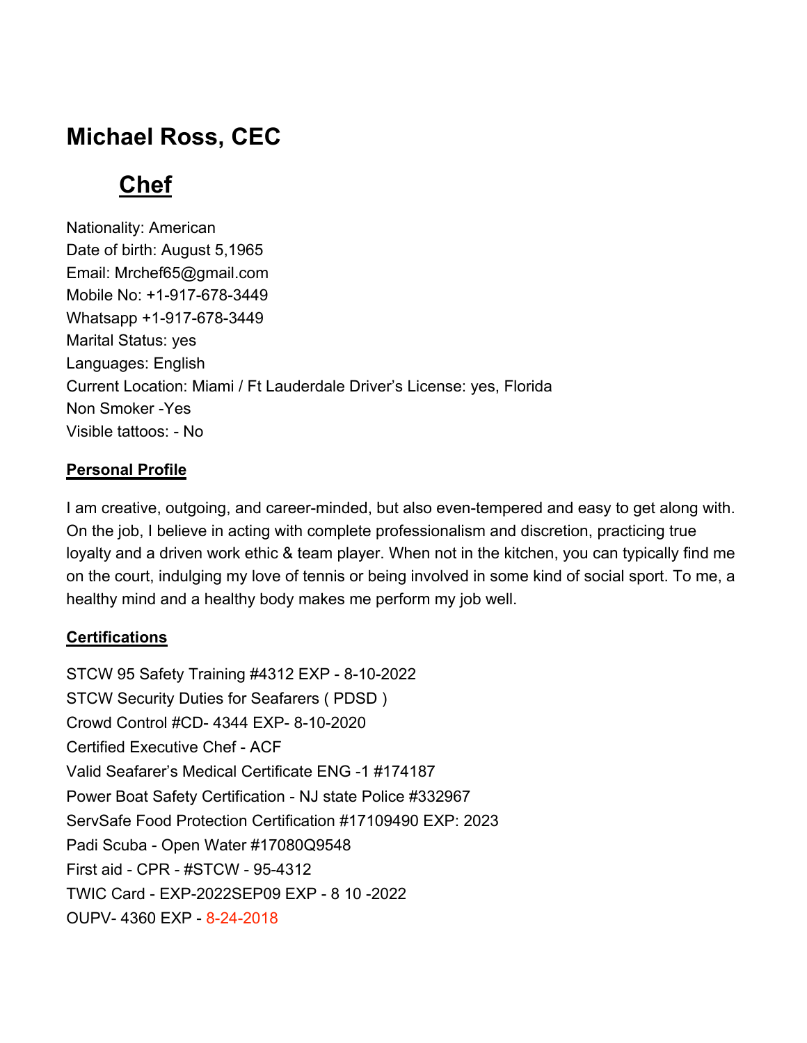# Michael Ross, CEC

## Chef

Nationality: American
Date of birth: August 5,1965
Email: Mrchef65@gmail.com
Mobile No: +1-917-678-3449
Whatsapp +1-917-678-3449
Marital Status: yes
Languages: English
Current Location: Miami / Ft Lauderdale Driver's License: yes, Florida
Non Smoker -Yes
Visible tattoos: - No

### Personal Profile

I am creative, outgoing, and career-minded, but also even-tempered and easy to get along with. On the job, I believe in acting with complete professionalism and discretion, practicing true loyalty and a driven work ethic & team player. When not in the kitchen, you can typically find me on the court, indulging my love of tennis or being involved in some kind of social sport. To me, a healthy mind and a healthy body makes me perform my job well.

### Certifications

STCW 95 Safety Training #4312 EXP - 8-10-2022
STCW Security Duties for Seafarers ( PDSD )
Crowd Control #CD- 4344 EXP- 8-10-2020
Certified Executive Chef - ACF
Valid Seafarer's Medical Certificate ENG -1 #174187
Power Boat Safety Certification - NJ state Police #332967
ServSafe Food Protection Certification #17109490 EXP: 2023
Padi Scuba - Open Water #17080Q9548
First aid - CPR - #STCW - 95-4312
TWIC Card - EXP-2022SEP09 EXP - 8 10 -2022
OUPV- 4360 EXP - 8-24-2018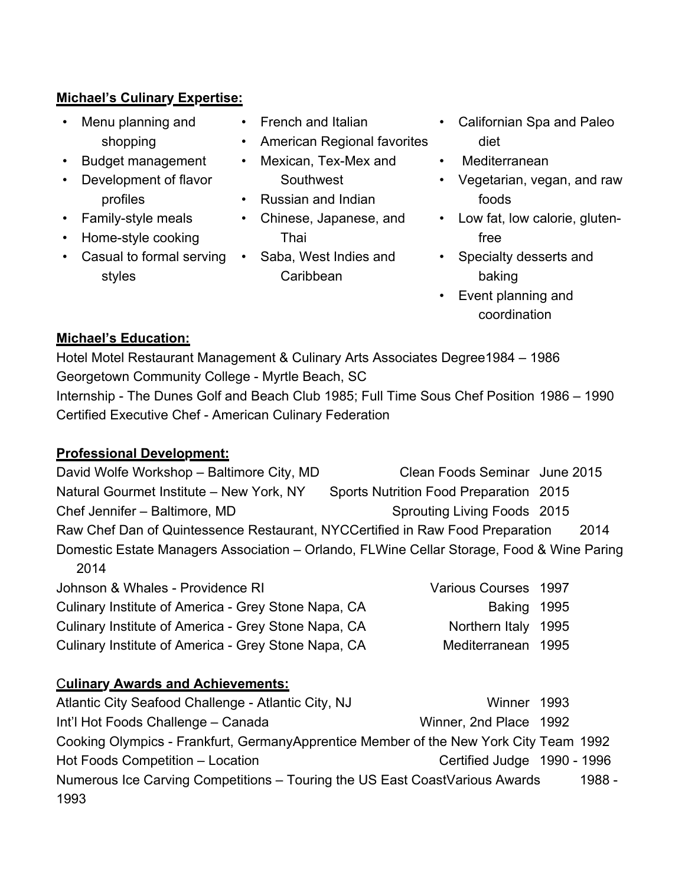**Michael's Culinary Expertise:**

- Menu planning and shopping
- Budget management
- Development of flavor profiles
- Family-style meals
- Home-style cooking
- Casual to formal serving styles
- French and Italian
- American Regional favorites
- Mexican, Tex-Mex and Southwest
- Russian and Indian
- Chinese, Japanese, and Thai
- Saba, West Indies and Caribbean
- Californian Spa and Paleo diet
- Mediterranean
- Vegetarian, vegan, and raw foods
- Low fat, low calorie, gluten-free
- Specialty desserts and baking
- Event planning and coordination

**Michael's Education:**

Hotel Motel Restaurant Management & Culinary Arts Associates Degree1984 – 1986
Georgetown Community College - Myrtle Beach, SC
Internship - The Dunes Golf and Beach Club 1985; Full Time Sous Chef Position 1986 – 1990
Certified Executive Chef - American Culinary Federation

**Professional Development:**

David Wolfe Workshop – Baltimore City, MD — Clean Foods Seminar June 2015
Natural Gourmet Institute – New York, NY — Sports Nutrition Food Preparation 2015
Chef Jennifer – Baltimore, MD — Sprouting Living Foods 2015
Raw Chef Dan of Quintessence Restaurant, NYCCertified in Raw Food Preparation 2014
Domestic Estate Managers Association – Orlando, FLWine Cellar Storage, Food & Wine Paring 2014
Johnson & Whales - Providence RI — Various Courses 1997
Culinary Institute of America - Grey Stone Napa, CA — Baking 1995
Culinary Institute of America - Grey Stone Napa, CA — Northern Italy 1995
Culinary Institute of America - Grey Stone Napa, CA — Mediterranean 1995

**Culinary Awards and Achievements:**

Atlantic City Seafood Challenge - Atlantic City, NJ — Winner 1993
Int'l Hot Foods Challenge – Canada — Winner, 2nd Place 1992
Cooking Olympics - Frankfurt, GermanyApprentice Member of the New York City Team 1992
Hot Foods Competition – Location — Certified Judge 1990 - 1996
Numerous Ice Carving Competitions – Touring the US East CoastVarious Awards 1988 - 1993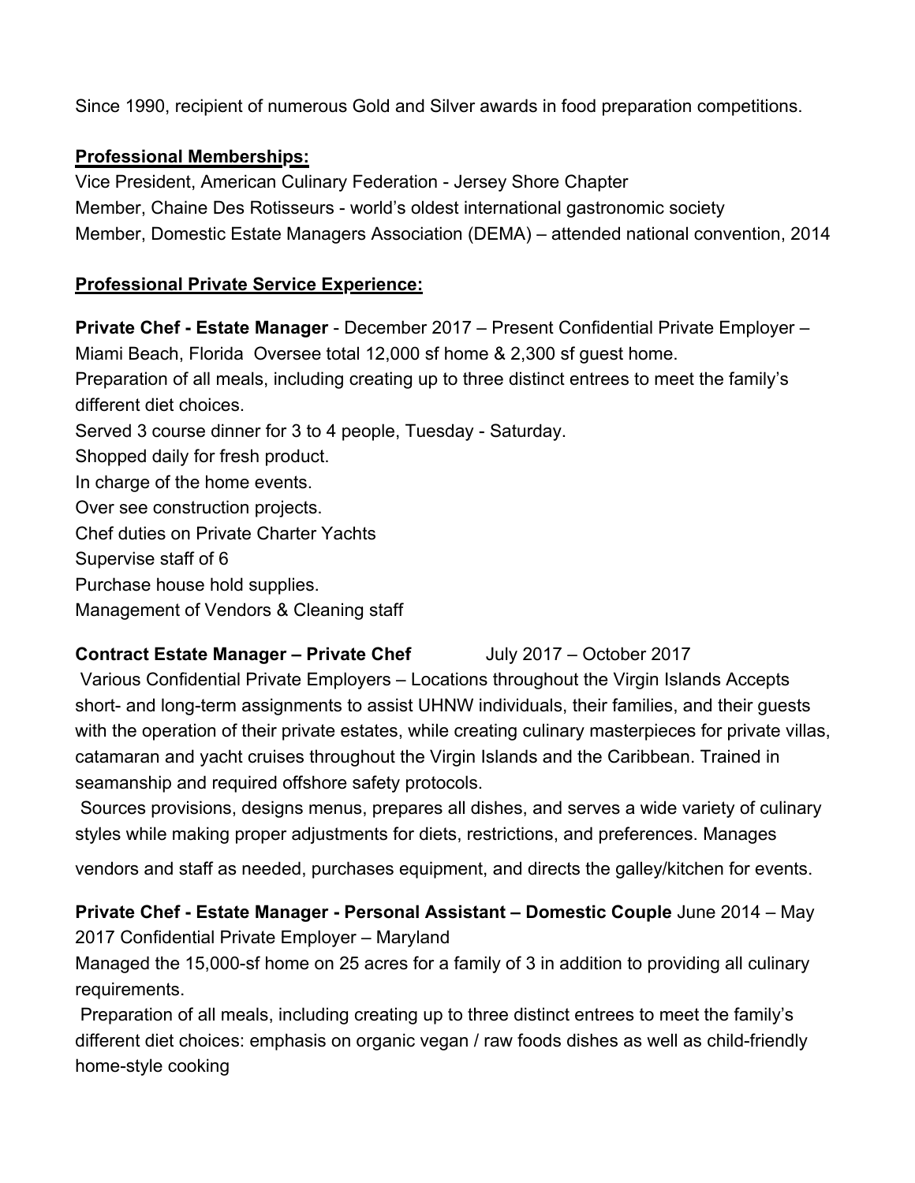Since 1990, recipient of numerous Gold and Silver awards in food preparation competitions.

**Professional Memberships:**

Vice President, American Culinary Federation - Jersey Shore Chapter
Member, Chaine Des Rotisseurs - world's oldest international gastronomic society
Member, Domestic Estate Managers Association (DEMA) – attended national convention, 2014

**Professional Private Service Experience:**

**Private Chef - Estate Manager** - December 2017 – Present Confidential Private Employer – Miami Beach, Florida Oversee total 12,000 sf home & 2,300 sf guest home.
Preparation of all meals, including creating up to three distinct entrees to meet the family's different diet choices.
Served 3 course dinner for 3 to 4 people, Tuesday - Saturday.
Shopped daily for fresh product.
In charge of the home events.
Over see construction projects.
Chef duties on Private Charter Yachts
Supervise staff of 6
Purchase house hold supplies.
Management of Vendors & Cleaning staff

**Contract Estate Manager – Private Chef** July 2017 – October 2017
Various Confidential Private Employers – Locations throughout the Virgin Islands Accepts short- and long-term assignments to assist UHNW individuals, their families, and their guests with the operation of their private estates, while creating culinary masterpieces for private villas, catamaran and yacht cruises throughout the Virgin Islands and the Caribbean. Trained in seamanship and required offshore safety protocols.
Sources provisions, designs menus, prepares all dishes, and serves a wide variety of culinary styles while making proper adjustments for diets, restrictions, and preferences. Manages vendors and staff as needed, purchases equipment, and directs the galley/kitchen for events.

**Private Chef - Estate Manager - Personal Assistant – Domestic Couple** June 2014 – May 2017 Confidential Private Employer – Maryland
Managed the 15,000-sf home on 25 acres for a family of 3 in addition to providing all culinary requirements.
Preparation of all meals, including creating up to three distinct entrees to meet the family's different diet choices: emphasis on organic vegan / raw foods dishes as well as child-friendly home-style cooking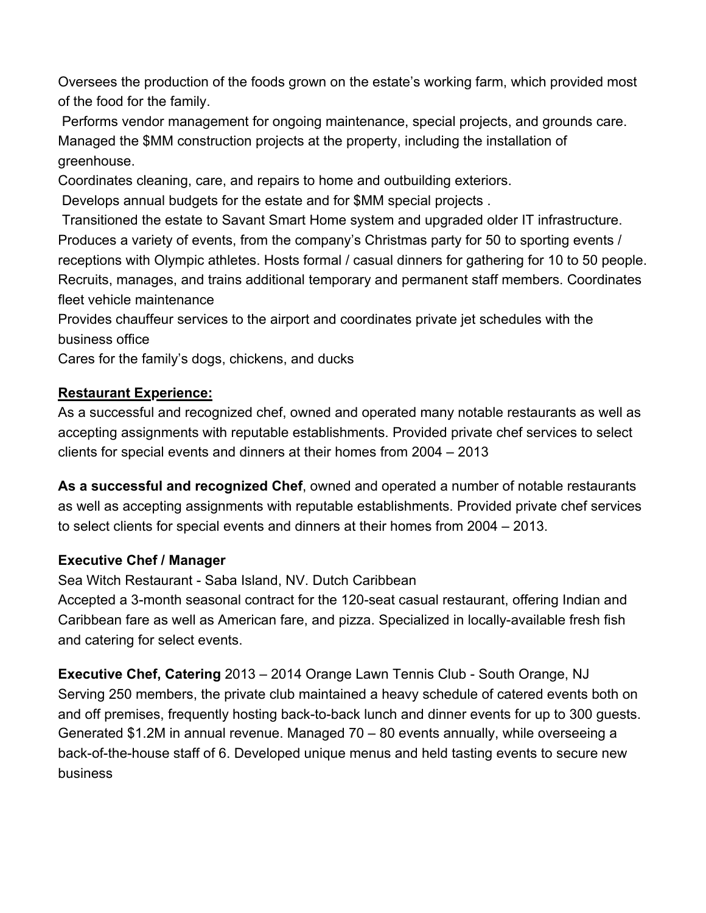Oversees the production of the foods grown on the estate's working farm, which provided most of the food for the family.

Performs vendor management for ongoing maintenance, special projects, and grounds care.
Managed the $MM construction projects at the property, including the installation of greenhouse.

Coordinates cleaning, care, and repairs to home and outbuilding exteriors.

Develops annual budgets for the estate and for $MM special projects .

Transitioned the estate to Savant Smart Home system and upgraded older IT infrastructure.
Produces a variety of events, from the company's Christmas party for 50 to sporting events / receptions with Olympic athletes. Hosts formal / casual dinners for gathering for 10 to 50 people.
Recruits, manages, and trains additional temporary and permanent staff members. Coordinates fleet vehicle maintenance

Provides chauffeur services to the airport and coordinates private jet schedules with the business office

Cares for the family's dogs, chickens, and ducks

**Restaurant Experience:**

As a successful and recognized chef, owned and operated many notable restaurants as well as accepting assignments with reputable establishments. Provided private chef services to select clients for special events and dinners at their homes from 2004 – 2013

**As a successful and recognized Chef**, owned and operated a number of notable restaurants as well as accepting assignments with reputable establishments. Provided private chef services to select clients for special events and dinners at their homes from 2004 – 2013.

**Executive Chef / Manager**

Sea Witch Restaurant - Saba Island, NV. Dutch Caribbean

Accepted a 3-month seasonal contract for the 120-seat casual restaurant, offering Indian and Caribbean fare as well as American fare, and pizza. Specialized in locally-available fresh fish and catering for select events.

**Executive Chef, Catering** 2013 – 2014 Orange Lawn Tennis Club - South Orange, NJ
Serving 250 members, the private club maintained a heavy schedule of catered events both on and off premises, frequently hosting back-to-back lunch and dinner events for up to 300 guests. Generated $1.2M in annual revenue. Managed 70 – 80 events annually, while overseeing a back-of-the-house staff of 6. Developed unique menus and held tasting events to secure new business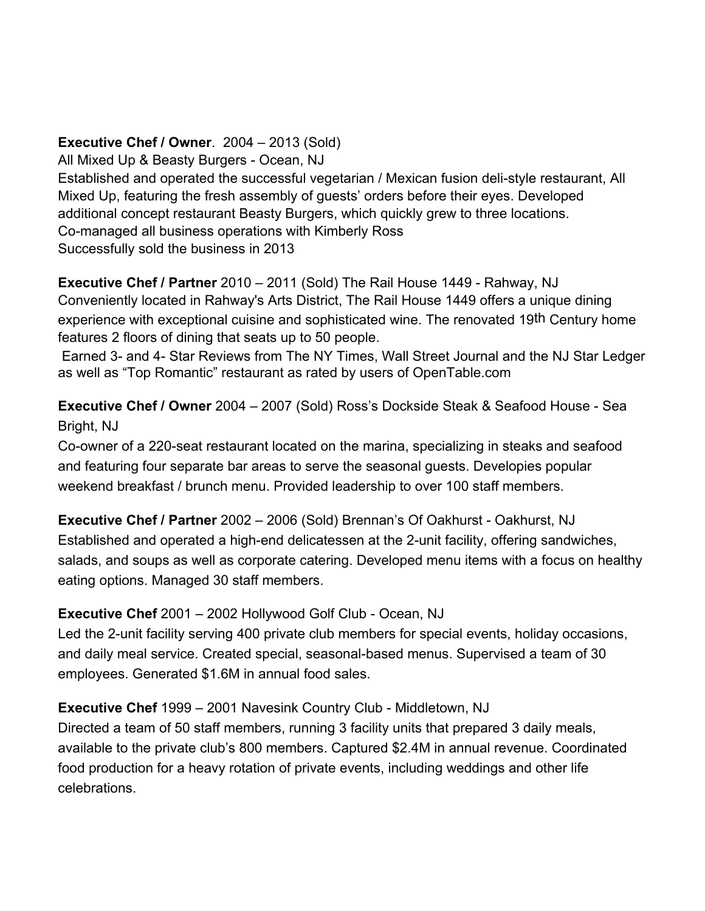**Executive Chef / Owner**. 2004 – 2013 (Sold)
All Mixed Up & Beasty Burgers - Ocean, NJ
Established and operated the successful vegetarian / Mexican fusion deli-style restaurant, All Mixed Up, featuring the fresh assembly of guests' orders before their eyes. Developed additional concept restaurant Beasty Burgers, which quickly grew to three locations.
Co-managed all business operations with Kimberly Ross
Successfully sold the business in 2013

**Executive Chef / Partner** 2010 – 2011 (Sold) The Rail House 1449 - Rahway, NJ
Conveniently located in Rahway's Arts District, The Rail House 1449 offers a unique dining experience with exceptional cuisine and sophisticated wine. The renovated 19th Century home features 2 floors of dining that seats up to 50 people.
Earned 3- and 4- Star Reviews from The NY Times, Wall Street Journal and the NJ Star Ledger as well as "Top Romantic" restaurant as rated by users of OpenTable.com

**Executive Chef / Owner** 2004 – 2007 (Sold) Ross's Dockside Steak & Seafood House - Sea Bright, NJ
Co-owner of a 220-seat restaurant located on the marina, specializing in steaks and seafood and featuring four separate bar areas to serve the seasonal guests. Developies popular weekend breakfast / brunch menu. Provided leadership to over 100 staff members.

**Executive Chef / Partner** 2002 – 2006 (Sold) Brennan's Of Oakhurst - Oakhurst, NJ
Established and operated a high-end delicatessen at the 2-unit facility, offering sandwiches, salads, and soups as well as corporate catering. Developed menu items with a focus on healthy eating options. Managed 30 staff members.

**Executive Chef** 2001 – 2002 Hollywood Golf Club - Ocean, NJ
Led the 2-unit facility serving 400 private club members for special events, holiday occasions, and daily meal service. Created special, seasonal-based menus. Supervised a team of 30 employees. Generated $1.6M in annual food sales.

**Executive Chef** 1999 – 2001 Navesink Country Club - Middletown, NJ
Directed a team of 50 staff members, running 3 facility units that prepared 3 daily meals, available to the private club's 800 members. Captured $2.4M in annual revenue. Coordinated food production for a heavy rotation of private events, including weddings and other life celebrations.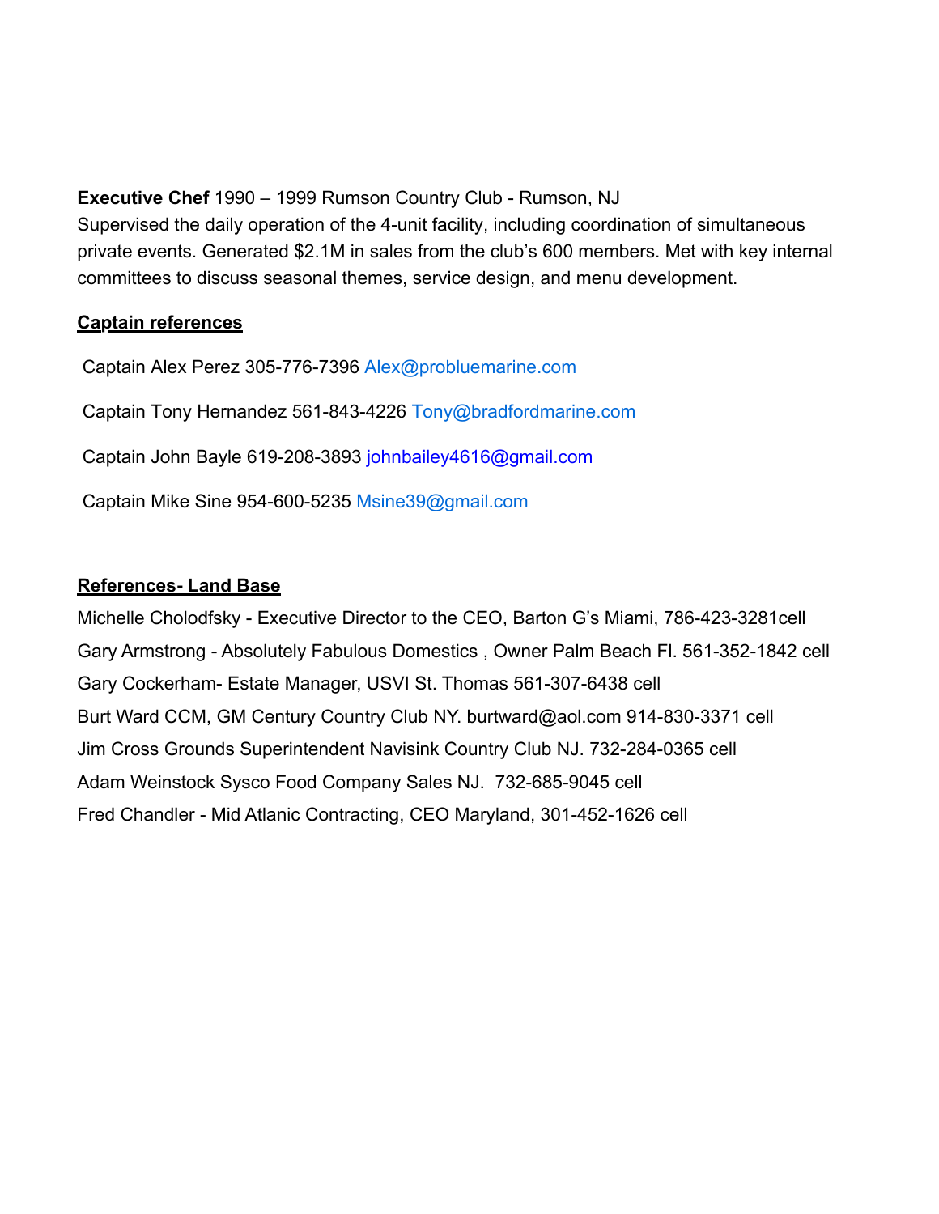**Executive Chef** 1990 – 1999 Rumson Country Club - Rumson, NJ
Supervised the daily operation of the 4-unit facility, including coordination of simultaneous private events. Generated $2.1M in sales from the club's 600 members. Met with key internal committees to discuss seasonal themes, service design, and menu development.

**Captain references**

Captain Alex Perez 305-776-7396 Alex@probluemarine.com

Captain Tony Hernandez 561-843-4226 Tony@bradfordmarine.com

Captain John Bayle 619-208-3893 johnbailey4616@gmail.com

Captain Mike Sine 954-600-5235 Msine39@gmail.com

**References- Land Base**

Michelle Cholodfsky - Executive Director to the CEO, Barton G's Miami, 786-423-3281cell
Gary Armstrong - Absolutely Fabulous Domestics , Owner Palm Beach Fl. 561-352-1842 cell
Gary Cockerham- Estate Manager, USVI St. Thomas 561-307-6438 cell
Burt Ward CCM, GM Century Country Club NY. burtward@aol.com 914-830-3371 cell
Jim Cross Grounds Superintendent Navisink Country Club NJ. 732-284-0365 cell
Adam Weinstock Sysco Food Company Sales NJ. 732-685-9045 cell
Fred Chandler - Mid Atlantic Contracting, CEO Maryland, 301-452-1626 cell